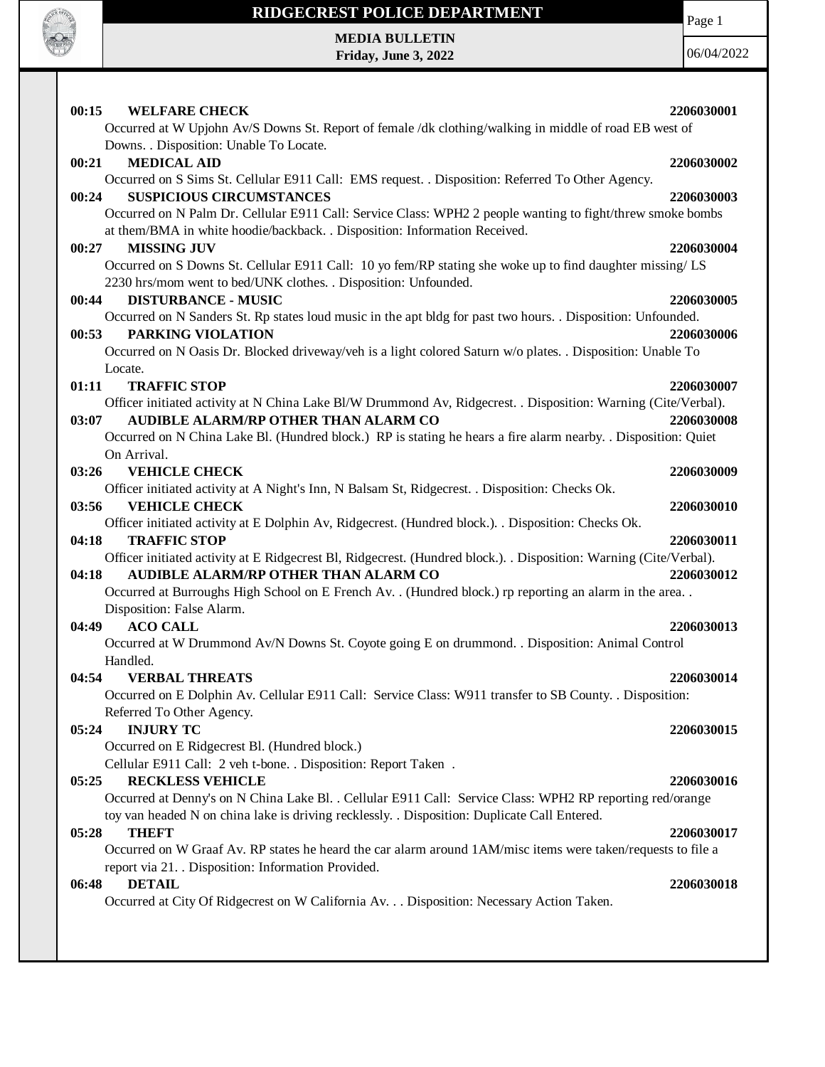# RIDGECREST POLICE DEPARTMENT

**MEDIA BULLETIN**
**Friday, June 3, 2022**

06/04/2022

**00:15 WELFARE CHECK 2206030001**
Occurred at W Upjohn Av/S Downs St. Report of female /dk clothing/walking in middle of road EB west of Downs. . Disposition: Unable To Locate.

**00:21 MEDICAL AID 2206030002**
Occurred on S Sims St. Cellular E911 Call: EMS request. . Disposition: Referred To Other Agency.

**00:24 SUSPICIOUS CIRCUMSTANCES 2206030003**
Occurred on N Palm Dr. Cellular E911 Call: Service Class: WPH2 2 people wanting to fight/threw smoke bombs at them/BMA in white hoodie/backback. . Disposition: Information Received.

**00:27 MISSING JUV 2206030004**
Occurred on S Downs St. Cellular E911 Call: 10 yo fem/RP stating she woke up to find daughter missing/ LS 2230 hrs/mom went to bed/UNK clothes. . Disposition: Unfounded.

**00:44 DISTURBANCE - MUSIC 2206030005**
Occurred on N Sanders St. Rp states loud music in the apt bldg for past two hours. . Disposition: Unfounded.

**00:53 PARKING VIOLATION 2206030006**
Occurred on N Oasis Dr. Blocked driveway/veh is a light colored Saturn w/o plates. . Disposition: Unable To Locate.

**01:11 TRAFFIC STOP 2206030007**
Officer initiated activity at N China Lake Bl/W Drummond Av, Ridgecrest. . Disposition: Warning (Cite/Verbal).

**03:07 AUDIBLE ALARM/RP OTHER THAN ALARM CO 2206030008**
Occurred on N China Lake Bl. (Hundred block.) RP is stating he hears a fire alarm nearby. . Disposition: Quiet On Arrival.

**03:26 VEHICLE CHECK 2206030009**
Officer initiated activity at A Night's Inn, N Balsam St, Ridgecrest. . Disposition: Checks Ok.

**03:56 VEHICLE CHECK 2206030010**
Officer initiated activity at E Dolphin Av, Ridgecrest. (Hundred block.). . Disposition: Checks Ok.

**04:18 TRAFFIC STOP 2206030011**
Officer initiated activity at E Ridgecrest Bl, Ridgecrest. (Hundred block.). . Disposition: Warning (Cite/Verbal).

**04:18 AUDIBLE ALARM/RP OTHER THAN ALARM CO 2206030012**
Occurred at Burroughs High School on E French Av. . (Hundred block.) rp reporting an alarm in the area. . Disposition: False Alarm.

**04:49 ACO CALL 2206030013**
Occurred at W Drummond Av/N Downs St. Coyote going E on drummond. . Disposition: Animal Control Handled.

**04:54 VERBAL THREATS 2206030014**
Occurred on E Dolphin Av. Cellular E911 Call: Service Class: W911 transfer to SB County. . Disposition: Referred To Other Agency.

**05:24 INJURY TC 2206030015**
Occurred on E Ridgecrest Bl. (Hundred block.)
Cellular E911 Call: 2 veh t-bone. . Disposition: Report Taken .

**05:25 RECKLESS VEHICLE 2206030016**
Occurred at Denny's on N China Lake Bl. . Cellular E911 Call: Service Class: WPH2 RP reporting red/orange toy van headed N on china lake is driving recklessly. . Disposition: Duplicate Call Entered.

**05:28 THEFT 2206030017**
Occurred on W Graaf Av. RP states he heard the car alarm around 1AM/misc items were taken/requests to file a report via 21. . Disposition: Information Provided.

**06:48 DETAIL 2206030018**
Occurred at City Of Ridgecrest on W California Av. . . Disposition: Necessary Action Taken.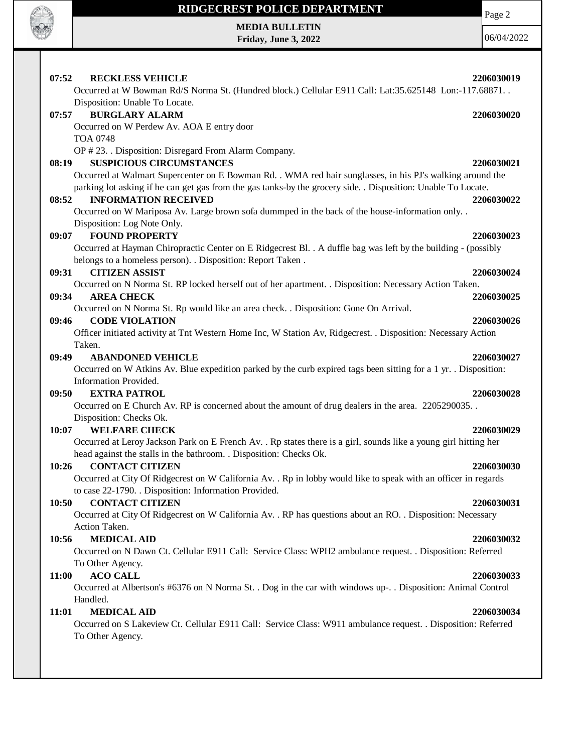**07:52 RECKLESS VEHICLE 2206030019**

Occurred at W Bowman Rd/S Norma St. (Hundred block.) Cellular E911 Call: Lat:35.625148 Lon:-117.68871. . Disposition: Unable To Locate.

**07:57 BURGLARY ALARM 2206030020**

Occurred on W Perdew Av. AOA E entry door
TOA 0748
OP # 23. . Disposition: Disregard From Alarm Company.

**08:19 SUSPICIOUS CIRCUMSTANCES 2206030021**

Occurred at Walmart Supercenter on E Bowman Rd. . WMA red hair sunglasses, in his PJ's walking around the parking lot asking if he can get gas from the gas tanks-by the grocery side. . Disposition: Unable To Locate.

**08:52 INFORMATION RECEIVED 2206030022**

Occurred on W Mariposa Av. Large brown sofa dummped in the back of the house-information only. . Disposition: Log Note Only.

**09:07 FOUND PROPERTY 2206030023**

Occurred at Hayman Chiropractic Center on E Ridgecrest Bl. . A duffle bag was left by the building - (possibly belongs to a homeless person). . Disposition: Report Taken .

**09:31 CITIZEN ASSIST 2206030024**

Occurred on N Norma St. RP locked herself out of her apartment. . Disposition: Necessary Action Taken.

**09:34 AREA CHECK 2206030025**

Occurred on N Norma St. Rp would like an area check. . Disposition: Gone On Arrival.

**09:46 CODE VIOLATION 2206030026**

Officer initiated activity at Tnt Western Home Inc, W Station Av, Ridgecrest. . Disposition: Necessary Action Taken.

**09:49 ABANDONED VEHICLE 2206030027**

Occurred on W Atkins Av. Blue expedition parked by the curb expired tags been sitting for a 1 yr. . Disposition: Information Provided.

**09:50 EXTRA PATROL 2206030028**

Occurred on E Church Av. RP is concerned about the amount of drug dealers in the area. 2205290035. . Disposition: Checks Ok.

**10:07 WELFARE CHECK 2206030029**

Occurred at Leroy Jackson Park on E French Av. . Rp states there is a girl, sounds like a young girl hitting her head against the stalls in the bathroom. . Disposition: Checks Ok.

**10:26 CONTACT CITIZEN 2206030030**

Occurred at City Of Ridgecrest on W California Av. . Rp in lobby would like to speak with an officer in regards to case 22-1790. . Disposition: Information Provided.

**10:50 CONTACT CITIZEN 2206030031**

Occurred at City Of Ridgecrest on W California Av. . RP has questions about an RO. . Disposition: Necessary Action Taken.

**10:56 MEDICAL AID 2206030032**

Occurred on N Dawn Ct. Cellular E911 Call: Service Class: WPH2 ambulance request. . Disposition: Referred To Other Agency.

**11:00 ACO CALL 2206030033**

Occurred at Albertson's #6376 on N Norma St. . Dog in the car with windows up-. . Disposition: Animal Control Handled.

**11:01 MEDICAL AID 2206030034**

Occurred on S Lakeview Ct. Cellular E911 Call: Service Class: W911 ambulance request. . Disposition: Referred To Other Agency.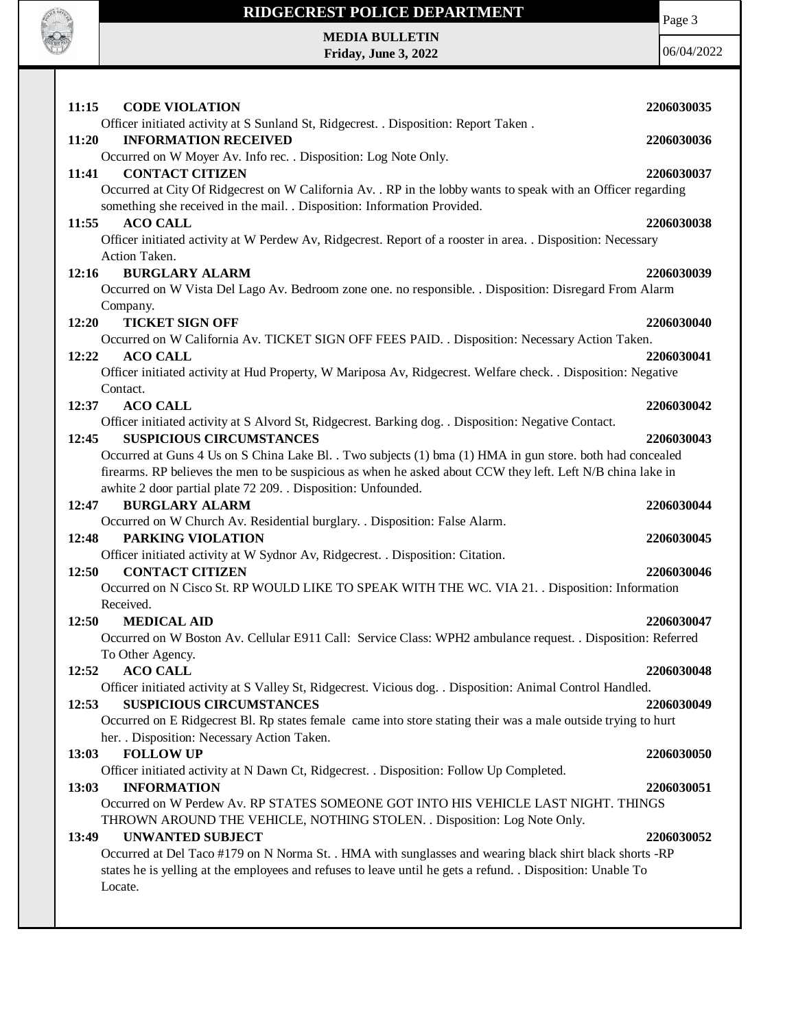**11:15 CODE VIOLATION** 2206030035

Officer initiated activity at S Sunland St, Ridgecrest. . Disposition: Report Taken .

**11:20 INFORMATION RECEIVED** 2206030036

Occurred on W Moyer Av. Info rec. . Disposition: Log Note Only.

**11:41 CONTACT CITIZEN** 2206030037

Occurred at City Of Ridgecrest on W California Av. . RP in the lobby wants to speak with an Officer regarding something she received in the mail. . Disposition: Information Provided.

**11:55 ACO CALL** 2206030038

Officer initiated activity at W Perdew Av, Ridgecrest. Report of a rooster in area. . Disposition: Necessary Action Taken.

**12:16 BURGLARY ALARM** 2206030039

Occurred on W Vista Del Lago Av. Bedroom zone one. no responsible. . Disposition: Disregard From Alarm Company.

**12:20 TICKET SIGN OFF** 2206030040

Occurred on W California Av. TICKET SIGN OFF FEES PAID. . Disposition: Necessary Action Taken.

**12:22 ACO CALL** 2206030041

Officer initiated activity at Hud Property, W Mariposa Av, Ridgecrest. Welfare check. . Disposition: Negative Contact.

**12:37 ACO CALL** 2206030042

Officer initiated activity at S Alvord St, Ridgecrest. Barking dog. . Disposition: Negative Contact.

**12:45 SUSPICIOUS CIRCUMSTANCES** 2206030043

Occurred at Guns 4 Us on S China Lake Bl. . Two subjects (1) bma (1) HMA in gun store. both had concealed firearms. RP believes the men to be suspicious as when he asked about CCW they left. Left N/B china lake in awhite 2 door partial plate 72 209. . Disposition: Unfounded.

**12:47 BURGLARY ALARM** 2206030044

Occurred on W Church Av. Residential burglary. . Disposition: False Alarm.

**12:48 PARKING VIOLATION** 2206030045

Officer initiated activity at W Sydnor Av, Ridgecrest. . Disposition: Citation.

**12:50 CONTACT CITIZEN** 2206030046

Occurred on N Cisco St. RP WOULD LIKE TO SPEAK WITH THE WC. VIA 21. . Disposition: Information Received.

**12:50 MEDICAL AID** 2206030047

Occurred on W Boston Av. Cellular E911 Call: Service Class: WPH2 ambulance request. . Disposition: Referred To Other Agency.

**12:52 ACO CALL** 2206030048

Officer initiated activity at S Valley St, Ridgecrest. Vicious dog. . Disposition: Animal Control Handled.

**12:53 SUSPICIOUS CIRCUMSTANCES** 2206030049

Occurred on E Ridgecrest Bl. Rp states female came into store stating their was a male outside trying to hurt her. . Disposition: Necessary Action Taken.

**13:03 FOLLOW UP** 2206030050

Officer initiated activity at N Dawn Ct, Ridgecrest. . Disposition: Follow Up Completed.

**13:03 INFORMATION** 2206030051

Occurred on W Perdew Av. RP STATES SOMEONE GOT INTO HIS VEHICLE LAST NIGHT. THINGS THROWN AROUND THE VEHICLE, NOTHING STOLEN. . Disposition: Log Note Only.

**13:49 UNWANTED SUBJECT** 2206030052

Occurred at Del Taco #179 on N Norma St. . HMA with sunglasses and wearing black shirt black shorts -RP states he is yelling at the employees and refuses to leave until he gets a refund. . Disposition: Unable To Locate.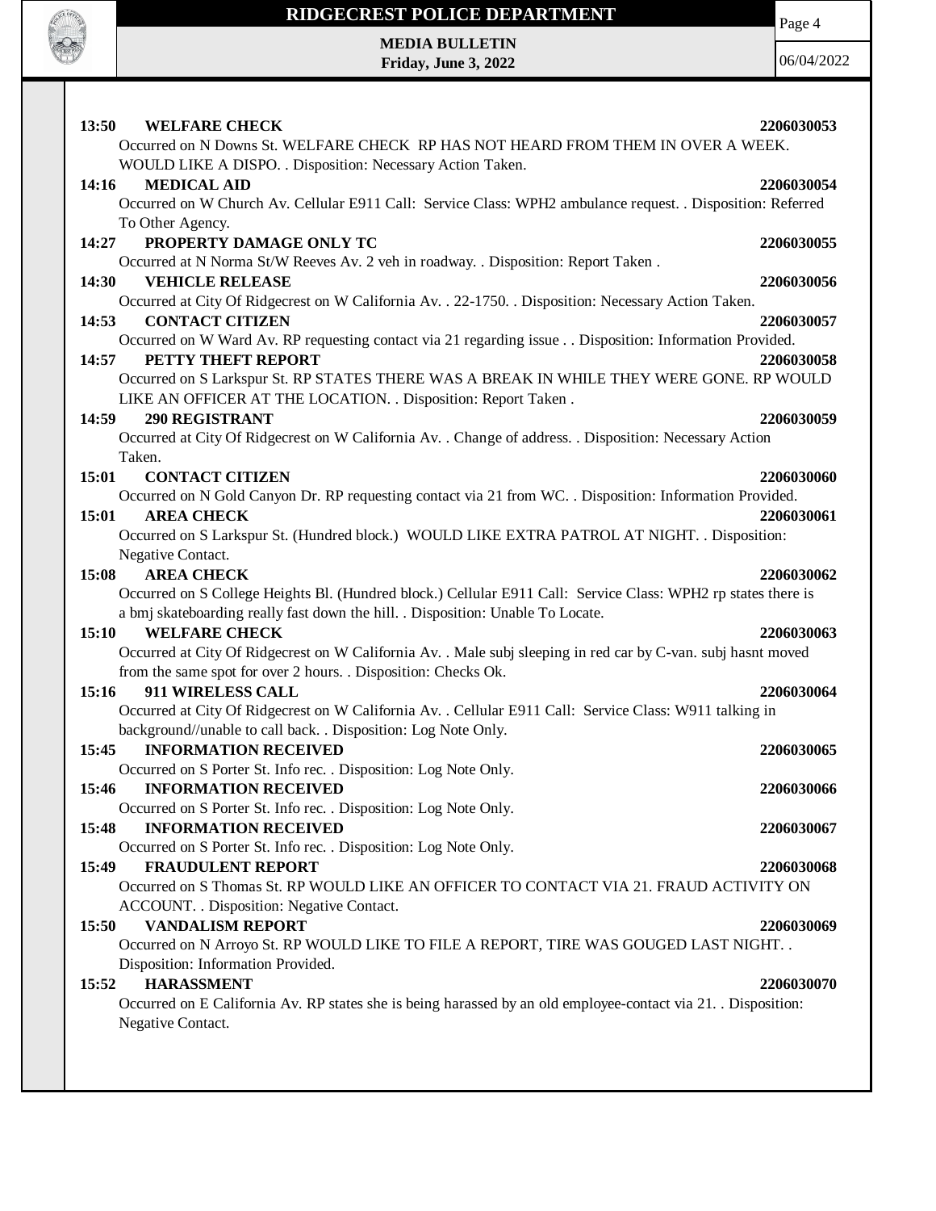**13:50 WELFARE CHECK 2206030053**

Occurred on N Downs St. WELFARE CHECK RP HAS NOT HEARD FROM THEM IN OVER A WEEK. WOULD LIKE A DISPO. . Disposition: Necessary Action Taken.

**14:16 MEDICAL AID 2206030054**

Occurred on W Church Av. Cellular E911 Call: Service Class: WPH2 ambulance request. . Disposition: Referred To Other Agency.

**14:27 PROPERTY DAMAGE ONLY TC 2206030055**

Occurred at N Norma St/W Reeves Av. 2 veh in roadway. . Disposition: Report Taken .

**14:30 VEHICLE RELEASE 2206030056**

Occurred at City Of Ridgecrest on W California Av. . 22-1750. . Disposition: Necessary Action Taken.

**14:53 CONTACT CITIZEN 2206030057**

Occurred on W Ward Av. RP requesting contact via 21 regarding issue . . Disposition: Information Provided.

**14:57 PETTY THEFT REPORT 2206030058**

Occurred on S Larkspur St. RP STATES THERE WAS A BREAK IN WHILE THEY WERE GONE. RP WOULD LIKE AN OFFICER AT THE LOCATION. . Disposition: Report Taken .

**14:59 290 REGISTRANT 2206030059**

Occurred at City Of Ridgecrest on W California Av. . Change of address. . Disposition: Necessary Action Taken.

**15:01 CONTACT CITIZEN 2206030060**

Occurred on N Gold Canyon Dr. RP requesting contact via 21 from WC. . Disposition: Information Provided.

**15:01 AREA CHECK 2206030061**

Occurred on S Larkspur St. (Hundred block.) WOULD LIKE EXTRA PATROL AT NIGHT. . Disposition: Negative Contact.

**15:08 AREA CHECK 2206030062**

Occurred on S College Heights Bl. (Hundred block.) Cellular E911 Call: Service Class: WPH2 rp states there is a bmj skateboarding really fast down the hill. . Disposition: Unable To Locate.

**15:10 WELFARE CHECK 2206030063**

Occurred at City Of Ridgecrest on W California Av. . Male subj sleeping in red car by C-van. subj hasnt moved from the same spot for over 2 hours. . Disposition: Checks Ok.

**15:16 911 WIRELESS CALL 2206030064**

Occurred at City Of Ridgecrest on W California Av. . Cellular E911 Call: Service Class: W911 talking in background//unable to call back. . Disposition: Log Note Only.

**15:45 INFORMATION RECEIVED 2206030065**

Occurred on S Porter St. Info rec. . Disposition: Log Note Only.

**15:46 INFORMATION RECEIVED 2206030066**

Occurred on S Porter St. Info rec. . Disposition: Log Note Only.

**15:48 INFORMATION RECEIVED 2206030067**

Occurred on S Porter St. Info rec. . Disposition: Log Note Only.

**15:49 FRAUDULENT REPORT 2206030068**

Occurred on S Thomas St. RP WOULD LIKE AN OFFICER TO CONTACT VIA 21. FRAUD ACTIVITY ON ACCOUNT. . Disposition: Negative Contact.

**15:50 VANDALISM REPORT 2206030069**

Occurred on N Arroyo St. RP WOULD LIKE TO FILE A REPORT, TIRE WAS GOUGED LAST NIGHT. . Disposition: Information Provided.

**15:52 HARASSMENT 2206030070**

Occurred on E California Av. RP states she is being harassed by an old employee-contact via 21. . Disposition: Negative Contact.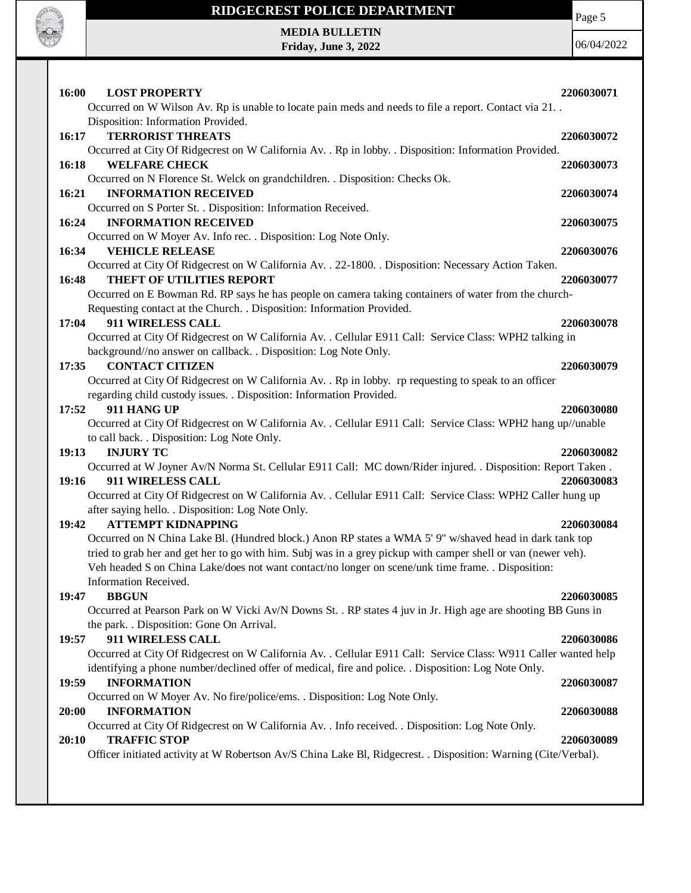**16:00 LOST PROPERTY** **2206030071**

Occurred on W Wilson Av. Rp is unable to locate pain meds and needs to file a report. Contact via 21. . Disposition: Information Provided.

**16:17 TERRORIST THREATS** **2206030072**

Occurred at City Of Ridgecrest on W California Av. . Rp in lobby. . Disposition: Information Provided.

**16:18 WELFARE CHECK** **2206030073**

Occurred on N Florence St. Welck on grandchildren. . Disposition: Checks Ok.

**16:21 INFORMATION RECEIVED** **2206030074**

Occurred on S Porter St. . Disposition: Information Received.

**16:24 INFORMATION RECEIVED** **2206030075**

Occurred on W Moyer Av. Info rec. . Disposition: Log Note Only.

**16:34 VEHICLE RELEASE** **2206030076**

Occurred at City Of Ridgecrest on W California Av. . 22-1800. . Disposition: Necessary Action Taken.

**16:48 THEFT OF UTILITIES REPORT** **2206030077**

Occurred on E Bowman Rd. RP says he has people on camera taking containers of water from the church-Requesting contact at the Church. . Disposition: Information Provided.

**17:04 911 WIRELESS CALL** **2206030078**

Occurred at City Of Ridgecrest on W California Av. . Cellular E911 Call: Service Class: WPH2 talking in background//no answer on callback. . Disposition: Log Note Only.

**17:35 CONTACT CITIZEN** **2206030079**

Occurred at City Of Ridgecrest on W California Av. . Rp in lobby. rp requesting to speak to an officer regarding child custody issues. . Disposition: Information Provided.

**17:52 911 HANG UP** **2206030080**

Occurred at City Of Ridgecrest on W California Av. . Cellular E911 Call: Service Class: WPH2 hang up//unable to call back. . Disposition: Log Note Only.

**19:13 INJURY TC** **2206030082**

Occurred at W Joyner Av/N Norma St. Cellular E911 Call: MC down/Rider injured. . Disposition: Report Taken .

**19:16 911 WIRELESS CALL** **2206030083**

Occurred at City Of Ridgecrest on W California Av. . Cellular E911 Call: Service Class: WPH2 Caller hung up after saying hello. . Disposition: Log Note Only.

**19:42 ATTEMPT KIDNAPPING** **2206030084**

Occurred on N China Lake Bl. (Hundred block.) Anon RP states a WMA 5' 9" w/shaved head in dark tank top tried to grab her and get her to go with him. Subj was in a grey pickup with camper shell or van (newer veh). Veh headed S on China Lake/does not want contact/no longer on scene/unk time frame. . Disposition: Information Received.

**19:47 BBGUN** **2206030085**

Occurred at Pearson Park on W Vicki Av/N Downs St. . RP states 4 juv in Jr. High age are shooting BB Guns in the park. . Disposition: Gone On Arrival.

**19:57 911 WIRELESS CALL** **2206030086**

Occurred at City Of Ridgecrest on W California Av. . Cellular E911 Call: Service Class: W911 Caller wanted help identifying a phone number/declined offer of medical, fire and police. . Disposition: Log Note Only.

**19:59 INFORMATION** **2206030087**

Occurred on W Moyer Av. No fire/police/ems. . Disposition: Log Note Only.

**20:00 INFORMATION** **2206030088**

Occurred at City Of Ridgecrest on W California Av. . Info received. . Disposition: Log Note Only.

**20:10 TRAFFIC STOP** **2206030089**

Officer initiated activity at W Robertson Av/S China Lake Bl, Ridgecrest. . Disposition: Warning (Cite/Verbal).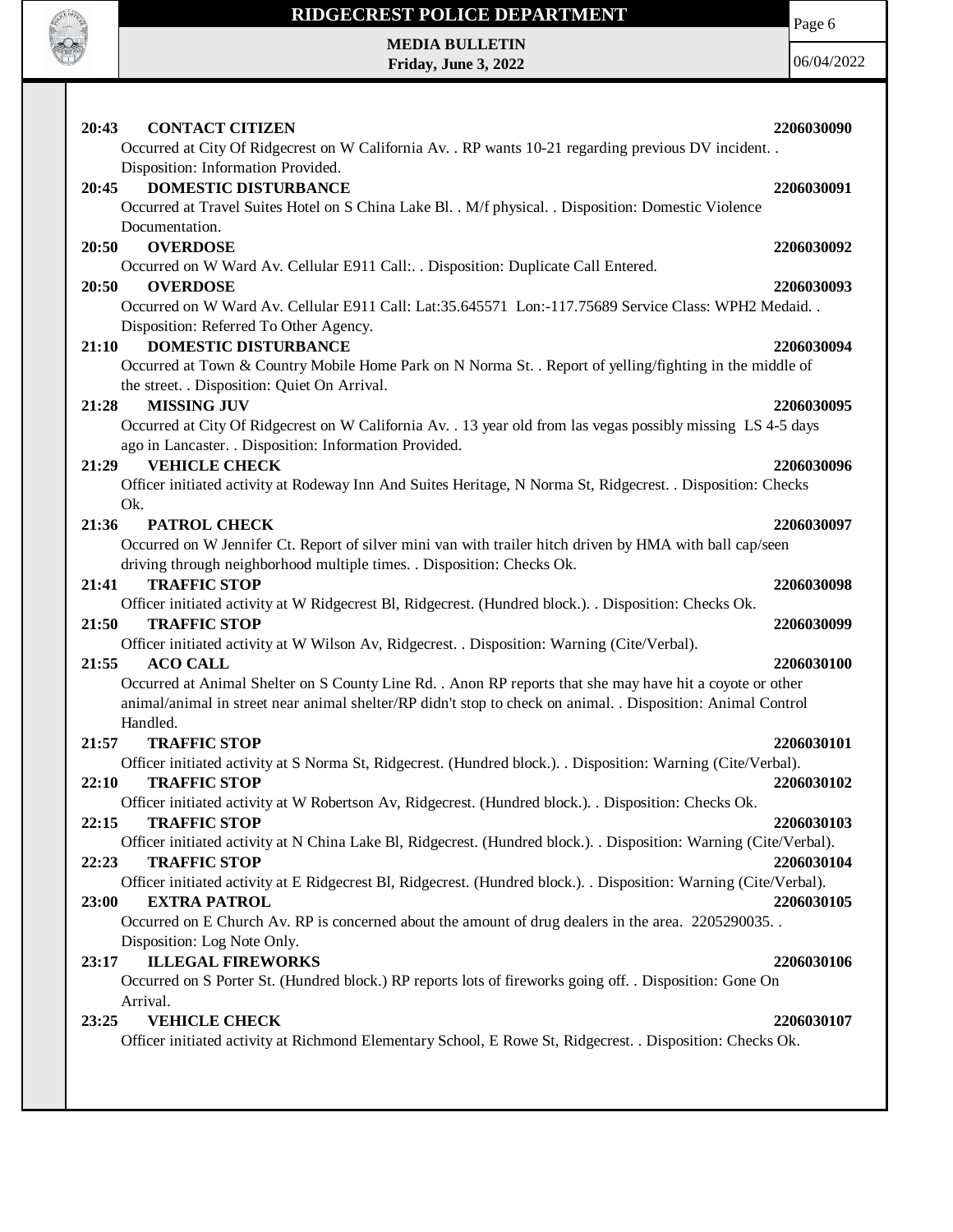**20:43 CONTACT CITIZEN** 2206030090

Occurred at City Of Ridgecrest on W California Av. . RP wants 10-21 regarding previous DV incident. . Disposition: Information Provided.

**20:45 DOMESTIC DISTURBANCE** 2206030091

Occurred at Travel Suites Hotel on S China Lake Bl. . M/f physical. . Disposition: Domestic Violence Documentation.

**20:50 OVERDOSE** 2206030092

Occurred on W Ward Av. Cellular E911 Call:. . Disposition: Duplicate Call Entered.

**20:50 OVERDOSE** 2206030093

Occurred on W Ward Av. Cellular E911 Call: Lat:35.645571 Lon:-117.75689 Service Class: WPH2 Medaid. . Disposition: Referred To Other Agency.

**21:10 DOMESTIC DISTURBANCE** 2206030094

Occurred at Town & Country Mobile Home Park on N Norma St. . Report of yelling/fighting in the middle of the street. . Disposition: Quiet On Arrival.

**21:28 MISSING JUV** 2206030095

Occurred at City Of Ridgecrest on W California Av. . 13 year old from las vegas possibly missing LS 4-5 days ago in Lancaster. . Disposition: Information Provided.

**21:29 VEHICLE CHECK** 2206030096

Officer initiated activity at Rodeway Inn And Suites Heritage, N Norma St, Ridgecrest. . Disposition: Checks Ok.

**21:36 PATROL CHECK** 2206030097

Occurred on W Jennifer Ct. Report of silver mini van with trailer hitch driven by HMA with ball cap/seen driving through neighborhood multiple times. . Disposition: Checks Ok.

**21:41 TRAFFIC STOP** 2206030098

Officer initiated activity at W Ridgecrest Bl, Ridgecrest. (Hundred block.). . Disposition: Checks Ok.

**21:50 TRAFFIC STOP** 2206030099

Officer initiated activity at W Wilson Av, Ridgecrest. . Disposition: Warning (Cite/Verbal).

**21:55 ACO CALL** 2206030100

Occurred at Animal Shelter on S County Line Rd. . Anon RP reports that she may have hit a coyote or other animal/animal in street near animal shelter/RP didn't stop to check on animal. . Disposition: Animal Control Handled.

**21:57 TRAFFIC STOP** 2206030101

Officer initiated activity at S Norma St, Ridgecrest. (Hundred block.). . Disposition: Warning (Cite/Verbal).

**22:10 TRAFFIC STOP** 2206030102

Officer initiated activity at W Robertson Av, Ridgecrest. (Hundred block.). . Disposition: Checks Ok.

**22:15 TRAFFIC STOP** 2206030103

Officer initiated activity at N China Lake Bl, Ridgecrest. (Hundred block.). . Disposition: Warning (Cite/Verbal).

**22:23 TRAFFIC STOP** 2206030104

Officer initiated activity at E Ridgecrest Bl, Ridgecrest. (Hundred block.). . Disposition: Warning (Cite/Verbal).

**23:00 EXTRA PATROL** 2206030105

Occurred on E Church Av. RP is concerned about the amount of drug dealers in the area. 2205290035. . Disposition: Log Note Only.

**23:17 ILLEGAL FIREWORKS** 2206030106

Occurred on S Porter St. (Hundred block.) RP reports lots of fireworks going off. . Disposition: Gone On Arrival.

**23:25 VEHICLE CHECK** 2206030107

Officer initiated activity at Richmond Elementary School, E Rowe St, Ridgecrest. . Disposition: Checks Ok.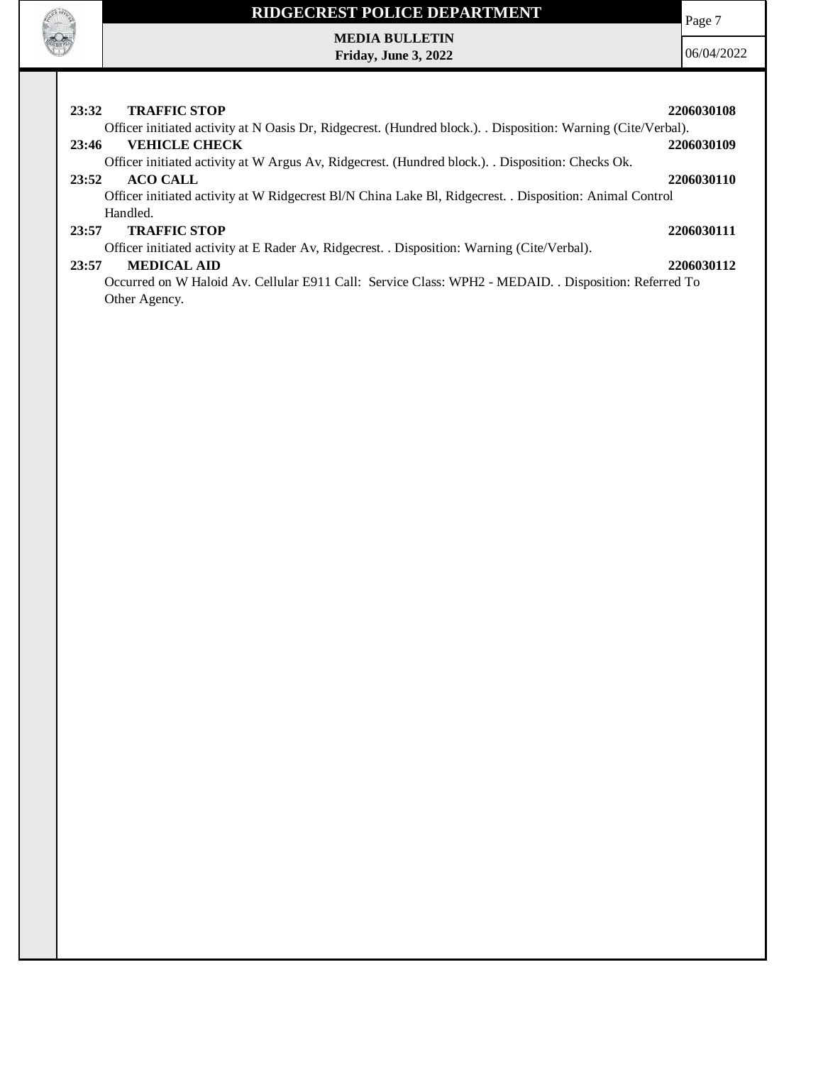**23:32 TRAFFIC STOP** **2206030108**

Officer initiated activity at N Oasis Dr, Ridgecrest. (Hundred block.). . Disposition: Warning (Cite/Verbal).

**23:46 VEHICLE CHECK** **2206030109**

Officer initiated activity at W Argus Av, Ridgecrest. (Hundred block.). . Disposition: Checks Ok.

**23:52 ACO CALL** **2206030110**

Officer initiated activity at W Ridgecrest Bl/N China Lake Bl, Ridgecrest. . Disposition: Animal Control Handled.

**23:57 TRAFFIC STOP** **2206030111**

Officer initiated activity at E Rader Av, Ridgecrest. . Disposition: Warning (Cite/Verbal).

**23:57 MEDICAL AID** **2206030112**

Occurred on W Haloid Av. Cellular E911 Call: Service Class: WPH2 - MEDAID. . Disposition: Referred To Other Agency.